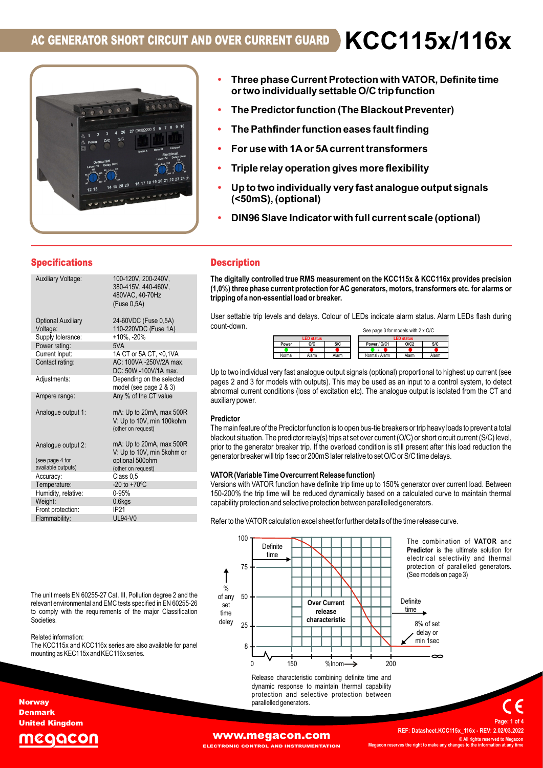# AC GENERATOR SHORT CIRCUIT AND OVER CURRENT GUARD KCC115x/116x

- **Three phase Current Protection with VATOR, Definite time or two individually settable O/C trip function**
- **The Predictor function (The Blackout Preventer)**
- **The Pathfinder function eases fault finding**
- **For use with 1A or 5A current transformers**
- **Triple relay operation gives more flexibility**
- **Up to two individually very fast analogue output signals (<50mS), (optional)**
- **DIN96 Slave Indicator with full current scale (optional)**

## Specifications

| | |
|---|---|
| Auxiliary Voltage: | 100-120V, 200-240V, 380-415V, 440-460V, 480VAC, 40-70Hz (Fuse 0,5A) |
| Optional Auxiliary Voltage: | 24-60VDC (Fuse 0,5A) 110-220VDC (Fuse 1A) |
| Supply tolerance: | +10%, -20% |
| Power rating: | 5VA |
| Current Input: | 1A CT or 5A CT, <0,1VA |
| Contact rating: | AC: 100VA -250V/2A max. DC: 50W -100V/1A max. |
| Adjustments: | Depending on the selected model (see page 2 & 3) |
| Ampere range: | Any % of the CT value |
| Analogue output 1: | mA: Up to 20mA, max 500R V: Up to 10V, min 100kohm (other on request) |
| Analogue output 2: (see page 4 for available outputs) | mA: Up to 20mA, max 500R V: Up to 10V, min 5kohm or optional 500ohm (other on request) |
| Accuracy: | Class 0,5 |
| Temperature: | -20 to +70ºC |
| Humidity, relative: | 0-95% |
| Weight: | 0.6kgs |
| Front protection: | IP21 |
| Flammability: | UL94-V0 |

The unit meets EN 60255-27 Cat. III, Pollution degree 2 and the relevant environmental and EMC tests specified in EN 60255-26 to comply with the requirements of the major Classification Societies.

Related information:
The KCC115x and KCC116x series are also available for panel mounting as KEC115x and KEC116x series.

## Description

**The digitally controlled true RMS measurement on the KCC115x & KCC116x provides precision (1,0%) three phase current protection for AC generators, motors, transformers etc. for alarms or tripping of a non-essential load or breaker.**

User settable trip levels and delays. Colour of LEDs indicate alarm status. Alarm LEDs flash during count-down.

See page 3 for models with 2 x O/C

| LED status | | |
|---|---|---|
| Power | O/C | S/C |
| ● (green) | ● (red) | ● (red) |
| Normal | Alarm | Alarm |

| LED status | | |
|---|---|---|
| Power / O/C1 | O/C2 | S/C |
| ● / ● (green / red) | ● (red) | ● (red) |
| Normal / Alarm | Alarm | Alarm |

Up to two individual very fast analogue output signals (optional) proportional to highest up current (see pages 2 and 3 for models with outputs). This may be used as an input to a control system, to detect abnormal current conditions (loss of excitation etc). The analogue output is isolated from the CT and auxiliary power.

**Predictor**

The main feature of the Predictor function is to open bus-tie breakers or trip heavy loads to prevent a total blackout situation. The predictor relay(s) trips at set over current (O/C) or short circuit current (S/C) level, prior to the generator breaker trip. If the overload condition is still present after this load reduction the generator breaker will trip 1sec or 200mS later relative to set O/C or S/C time delays.

**VATOR (Variable Time Overcurrent Release function)**

Versions with VATOR function have definite trip time up to 150% generator over current load. Between 150-200% the trip time will be reduced dynamically based on a calculated curve to maintain thermal capability protection and selective protection between parallelled generators.

Refer to the VATOR calculation excel sheet for further details of the time release curve.

The combination of **VATOR** and **Predictor** is the ultimate solution for electrical selectivity and thermal protection of parallelled generators**.** (See models on page 3)

Release characteristic combining definite time and dynamic response to maintain thermal capability protection and selective protection between parallelled generators.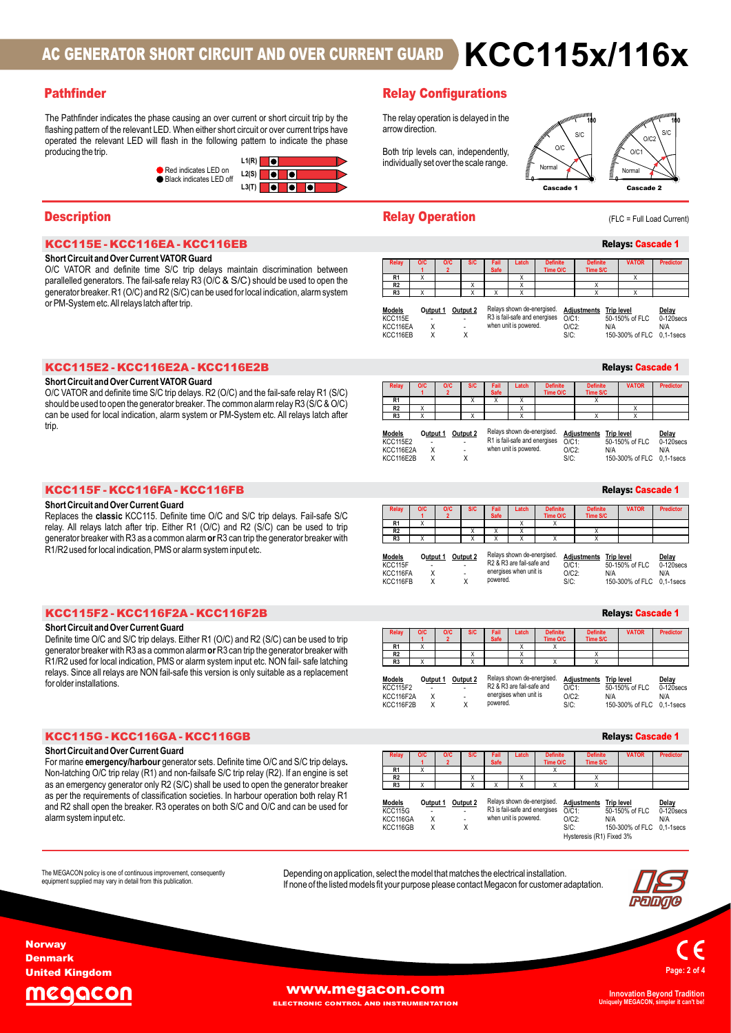# AC GENERATOR SHORT CIRCUIT AND OVER CURRENT GUARD KCC115x/116x

## Pathfinder

The Pathfinder indicates the phase causing an over current or short circuit trip by the flashing pattern of the relevant LED. When either short circuit or over current trips have operated the relevant LED will flash in the following pattern to indicate the phase producing the trip.

Red indicates LED on
Black indicates LED off

L1(R)
L2(S)
L3(T)

## Relay Configurations

The relay operation is delayed in the arrow direction.

Both trip levels can, independently, individually set over the scale range.

Cascade 1 — Normal, O/C, S/C (0–100)

Cascade 2 — Normal, O/C1, O/C2, S/C (0–100)

## Description

## Relay Operation

(FLC = Full Load Current)

### KCC115E - KCC116EA - KCC116EB

Relays: Cascade 1

**Short Circuit and Over Current VATOR Guard**

O/C VATOR and definite time S/C trip delays maintain discrimination between parallelled generators. The fail-safe relay R3 (O/C & S/C) should be used to open the generator breaker. R1 (O/C) and R2 (S/C) can be used for local indication, alarm system or PM-System etc. All relays latch after trip.

| Relay | O/C 1 | O/C 2 | S/C | Fail Safe | Latch | Definite Time O/C | Definite Time S/C | VATOR | Predictor |
|---|---|---|---|---|---|---|---|---|---|
| R1 | X | | | | X | | | X | |
| R2 | | | X | | X | | X | | |
| R3 | X | | X | X | X | | X | X | |

| Models | Output 1 | Output 2 |
|---|---|---|
| KCC115E | - | - |
| KCC116EA | X | - |
| KCC116EB | X | X |

Relays shown de-energised. R3 is fail-safe and energises when unit is powered.

| Adjustments | Trip level | Delay |
|---|---|---|
| O/C1: | 50-150% of FLC | 0-120secs |
| O/C2: | N/A | N/A |
| S/C: | 150-300% of FLC | 0,1-1secs |

### KCC115E2 - KCC116E2A - KCC116E2B

Relays: Cascade 1

**Short Circuit and Over Current VATOR Guard**

O/C VATOR and definite time S/C trip delays. R2 (O/C) and the fail-safe relay R1 (S/C) should be used to open the generator breaker. The common alarm relay R3 (S/C & O/C) can be used for local indication, alarm system or PM-System etc. All relays latch after trip.

| Relay | O/C 1 | O/C 2 | S/C | Fail Safe | Latch | Definite Time O/C | Definite Time S/C | VATOR | Predictor |
|---|---|---|---|---|---|---|---|---|---|
| R1 | | | X | X | X | | X | | |
| R2 | X | | | | X | | | X | |
| R3 | X | | X | | X | | X | X | |

| Models | Output 1 | Output 2 |
|---|---|---|
| KCC115E2 | - | - |
| KCC116E2A | X | - |
| KCC116E2B | X | X |

Relays shown de-energised. R1 is fail-safe and energises when unit is powered.

| Adjustments | Trip level | Delay |
|---|---|---|
| O/C1: | 50-150% of FLC | 0-120secs |
| O/C2: | N/A | N/A |
| S/C: | 150-300% of FLC | 0,1-1secs |

### KCC115F - KCC116FA - KCC116FB

Relays: Cascade 1

**Short Circuit and Over Current Guard**

Replaces the **classic** KCC115. Definite time O/C and S/C trip delays. Fail-safe S/C relay. All relays latch after trip. Either R1 (O/C) and R2 (S/C) can be used to trip generator breaker with R3 as a common alarm **or** R3 can trip the generator breaker with R1/R2 used for local indication, PMS or alarm system input etc.

| Relay | O/C 1 | O/C 2 | S/C | Fail Safe | Latch | Definite Time O/C | Definite Time S/C | VATOR | Predictor |
|---|---|---|---|---|---|---|---|---|---|
| R1 | X | | | | X | X | | | |
| R2 | | | X | X | X | | X | | |
| R3 | X | | X | X | X | X | X | | |

| Models | Output 1 | Output 2 |
|---|---|---|
| KCC115F | - | - |
| KCC116FA | X | - |
| KCC116FB | X | X |

Relays shown de-energised. R2 & R3 are fail-safe and energises when unit is powered.

| Adjustments | Trip level | Delay |
|---|---|---|
| O/C1: | 50-150% of FLC | 0-120secs |
| O/C2: | N/A | N/A |
| S/C: | 150-300% of FLC | 0,1-1secs |

### KCC115F2 - KCC116F2A - KCC116F2B

Relays: Cascade 1

**Short Circuit and Over Current Guard**

Definite time O/C and S/C trip delays. Either R1 (O/C) and R2 (S/C) can be used to trip generator breaker with R3 as a common alarm **or** R3 can trip the generator breaker with R1/R2 used for local indication, PMS or alarm system input etc. NON fail- safe latching relays. Since all relays are NON fail-safe this version is only suitable as a replacement for older installations.

| Relay | O/C 1 | O/C 2 | S/C | Fail Safe | Latch | Definite Time O/C | Definite Time S/C | VATOR | Predictor |
|---|---|---|---|---|---|---|---|---|---|
| R1 | X | | | | X | X | | | |
| R2 | | | X | | X | | X | | |
| R3 | X | | X | | X | X | X | | |

| Models | Output 1 | Output 2 |
|---|---|---|
| KCC115F2 | - | - |
| KCC116F2A | X | - |
| KCC116F2B | X | X |

Relays shown de-energised. R2 & R3 are fail-safe and energises when unit is powered.

| Adjustments | Trip level | Delay |
|---|---|---|
| O/C1: | 50-150% of FLC | 0-120secs |
| O/C2: | N/A | N/A |
| S/C: | 150-300% of FLC | 0,1-1secs |

### KCC115G - KCC116GA - KCC116GB

Relays: Cascade 1

**Short Circuit and Over Current Guard**

For marine **emergency/harbour** generator sets. Definite time O/C and S/C trip delays**.** Non-latching O/C trip relay (R1) and non-failsafe S/C trip relay (R2). If an engine is set as an emergency generator only R2 (S/C) shall be used to open the generator breaker as per the requirements of classification societies. In harbour operation both relay R1 and R2 shall open the breaker. R3 operates on both S/C and O/C and can be used for alarm system input etc.

| Relay | O/C 1 | O/C 2 | S/C | Fail Safe | Latch | Definite Time O/C | Definite Time S/C | VATOR | Predictor |
|---|---|---|---|---|---|---|---|---|---|
| R1 | X | | | | | X | | | |
| R2 | | | X | | X | | X | | |
| R3 | X | | X | X | X | X | X | | |

| Models | Output 1 | Output 2 |
|---|---|---|
| KCC115G | - | - |
| KCC116GA | X | - |
| KCC116GB | X | X |

Relays shown de-energised. R3 is fail-safe and energises when unit is powered.

| Adjustments | Trip level | Delay |
|---|---|---|
| O/C1: | 50-150% of FLC | 0-120secs |
| O/C2: | N/A | N/A |
| S/C: | 150-300% of FLC | 0,1-1secs |

Hysteresis (R1) Fixed 3%

The MEGACON policy is one of continuous improvement, consequently equipment supplied may vary in detail from this publication.

Depending on application, select the model that matches the electrical installation. If none of the listed models fit your purpose please contact Megacon for customer adaptation.

Norway
Denmark
United Kingdom

megacon

www.megacon.com
ELECTRONIC CONTROL AND INSTRUMENTATION

Innovation Beyond Tradition
Uniquely MEGACON, simpler it can't be!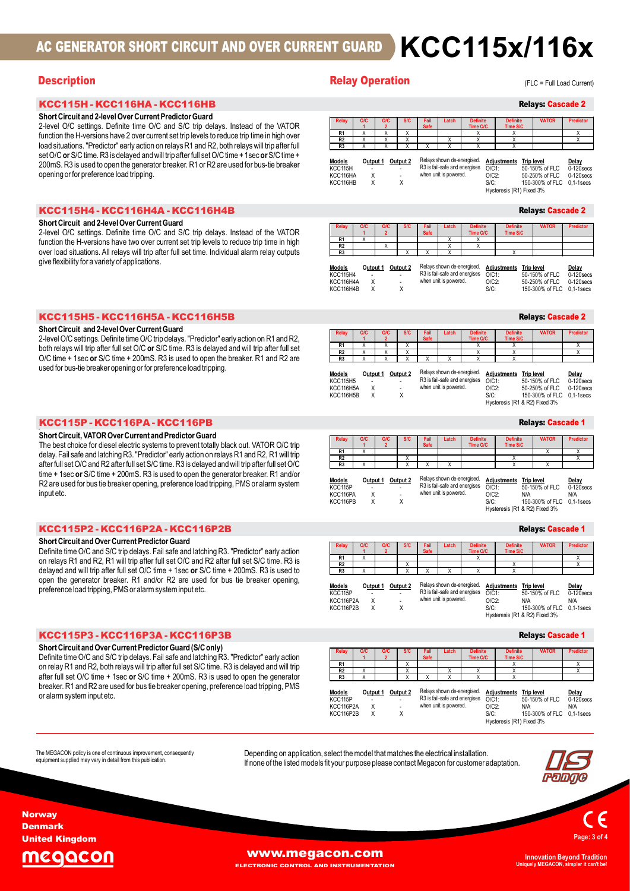# AC GENERATOR SHORT CIRCUIT AND OVER CURRENT GUARD KCC115x/116x

## Description

## Relay Operation

(FLC = Full Load Current)

### KCC115H - KCC116HA - KCC116HB

Relays: Cascade 2

**Short Circuit and 2-level Over Current Predictor Guard**

2-level O/C settings. Definite time O/C and S/C trip delays. Instead of the VATOR function the H-versions have 2 over current set trip levels to reduce trip time in high over load situations. "Predictor" early action on relays R1 and R2, both relays will trip after full set O/C **or** S/C time. R3 is delayed and will trip after full set O/C time + 1sec **or** S/C time + 200mS. R3 is used to open the generator breaker. R1 or R2 are used for bus-tie breaker opening or for preference load tripping.

| Relay | O/C 1 | O/C 2 | S/C | Fail Safe | Latch | Definite Time O/C | Definite Time S/C | VATOR | Predictor |
|---|---|---|---|---|---|---|---|---|---|
| R1 | X | X | X | | | X | X | | X |
| R2 | X | X | X | | X | X | X | | X |
| R3 | X | X | X | X | X | X | X | | |

| Models | Output 1 | Output 2 |
|---|---|---|
| KCC115H | - | - |
| KCC116HA | X | - |
| KCC116HB | X | X |

Relays shown de-energised. R3 is fail-safe and energises when unit is powered.

| Adjustments | Trip level | Delay |
|---|---|---|
| O/C1: | 50-150% of FLC | 0-120secs |
| O/C2: | 50-250% of FLC | 0-120secs |
| S/C: | 150-300% of FLC | 0,1-1secs |

Hysteresis (R1) Fixed 3%

### KCC115H4 - KCC116H4A - KCC116H4B

Relays: Cascade 2

**Short Circuit and 2-level Over Current Guard**

2-level O/C settings. Definite time O/C and S/C trip delays. Instead of the VATOR function the H-versions have two over current set trip levels to reduce trip time in high over load situations. All relays will trip after full set time. Individual alarm relay outputs give flexibility for a variety of applications.

| Relay | O/C 1 | O/C 2 | S/C | Fail Safe | Latch | Definite Time O/C | Definite Time S/C | VATOR | Predictor |
|---|---|---|---|---|---|---|---|---|---|
| R1 | X | | | | X | X | | | |
| R2 | | X | | | X | X | | | |
| R3 | | | X | X | X | | X | | |

| Models | Output 1 | Output 2 |
|---|---|---|
| KCC115H4 | - | - |
| KCC116H4A | X | - |
| KCC116H4B | X | X |

Relays shown de-energised. R3 is fail-safe and energises when unit is powered.

| Adjustments | Trip level | Delay |
|---|---|---|
| O/C1: | 50-150% of FLC | 0-120secs |
| O/C2: | 50-250% of FLC | 0-120secs |
| S/C: | 150-300% of FLC | 0,1-1secs |

### KCC115H5 - KCC116H5A - KCC116H5B

Relays: Cascade 2

**Short Circuit and 2-level Over Current Guard**

2-level O/C settings. Definite time O/C trip delays. "Predictor" early action on R1 and R2, both relays will trip after full set O/C **or** S/C time. R3 is delayed and will trip after full set O/C time + 1sec **or** S/C time + 200mS. R3 is used to open the breaker. R1 and R2 are used for bus-tie breaker opening or for preference load tripping.

| Relay | O/C 1 | O/C 2 | S/C | Fail Safe | Latch | Definite Time O/C | Definite Time S/C | VATOR | Predictor |
|---|---|---|---|---|---|---|---|---|---|
| R1 | X | X | X | | | X | X | | X |
| R2 | X | X | X | | | X | X | | X |
| R3 | X | X | X | X | X | X | X | | |

| Models | Output 1 | Output 2 |
|---|---|---|
| KCC115H5 | - | - |
| KCC116H5A | X | - |
| KCC116H5B | X | X |

Relays shown de-energised. R3 is fail-safe and energises when unit is powered.

| Adjustments | Trip level | Delay |
|---|---|---|
| O/C1: | 50-150% of FLC | 0-120secs |
| O/C2: | 50-250% of FLC | 0-120secs |
| S/C: | 150-300% of FLC | 0,1-1secs |

Hysteresis (R1 & R2) Fixed 3%

### KCC115P - KCC116PA - KCC116PB

Relays: Cascade 1

**Short Circuit, VATOR Over Current and Predictor Guard**

The best choice for diesel electric systems to prevent totally black out. VATOR O/C trip delay. Fail safe and latching R3. "Predictor" early action on relays R1 and R2, R1 will trip after full set O/C and R2 after full set S/C time. R3 is delayed and will trip after full set O/C time + 1sec **or** S/C time + 200mS. R3 is used to open the generator breaker. R1 and/or R2 are used for bus tie breaker opening, preference load tripping, PMS or alarm system input etc.

| Relay | O/C 1 | O/C 2 | S/C | Fail Safe | Latch | Definite Time O/C | Definite Time S/C | VATOR | Predictor |
|---|---|---|---|---|---|---|---|---|---|
| R1 | X | | | | | | | X | X |
| R2 | | | X | | | | X | | X |
| R3 | X | | X | X | X | | X | X | |

| Models | Output 1 | Output 2 |
|---|---|---|
| KCC115P | - | - |
| KCC116PA | X | - |
| KCC116PB | X | X |

Relays shown de-energised. R3 is fail-safe and energises when unit is powered.

| Adjustments | Trip level | Delay |
|---|---|---|
| O/C1: | 50-150% of FLC | 0-120secs |
| O/C2: | N/A | N/A |
| S/C: | 150-300% of FLC | 0,1-1secs |

Hysteresis (R1 & R2) Fixed 3%

### KCC115P2 - KCC116P2A - KCC116P2B

Relays: Cascade 1

**Short Circuit and Over Current Predictor Guard**

Definite time O/C and S/C trip delays. Fail safe and latching R3. "Predictor" early action on relays R1 and R2, R1 will trip after full set O/C and R2 after full set S/C time. R3 is delayed and will trip after full set O/C time + 1sec **or** S/C time + 200mS. R3 is used to open the generator breaker. R1 and/or R2 are used for bus tie breaker opening, preference load tripping, PMS or alarm system input etc.

| Relay | O/C 1 | O/C 2 | S/C | Fail Safe | Latch | Definite Time O/C | Definite Time S/C | VATOR | Predictor |
|---|---|---|---|---|---|---|---|---|---|
| R1 | X | | | | | X | | | X |
| R2 | | | X | | | | X | | X |
| R3 | X | | X | X | X | X | X | | |

| Models | Output 1 | Output 2 |
|---|---|---|
| KCC115P | - | - |
| KCC116P2A | X | - |
| KCC116P2B | X | X |

Relays shown de-energised. R3 is fail-safe and energises when unit is powered.

| Adjustments | Trip level | Delay |
|---|---|---|
| O/C1: | 50-150% of FLC | 0-120secs |
| O/C2: | N/A | N/A |
| S/C: | 150-300% of FLC | 0,1-1secs |

Hysteresis (R1 & R2) Fixed 3%

### KCC115P3 - KCC116P3A - KCC116P3B

Relays: Cascade 1

**Short Circuit and Over Current Predictor Guard (S/C only)**

Definite time O/C and S/C trip delays. Fail safe and latching R3. "Predictor" early action on relay R1 and R2, both relays will trip after full set S/C time. R3 is delayed and will trip after full set O/C time + 1sec **or** S/C time + 200mS. R3 is used to open the generator breaker. R1 and R2 are used for bus tie breaker opening, preference load tripping, PMS or alarm system input etc.

| Relay | O/C 1 | O/C 2 | S/C | Fail Safe | Latch | Definite Time O/C | Definite Time S/C | VATOR | Predictor |
|---|---|---|---|---|---|---|---|---|---|
| R1 | | | X | | | | X | | X |
| R2 | X | | X | | X | X | X | | X |
| R3 | X | | X | X | X | X | X | | |

| Models | Output 1 | Output 2 |
|---|---|---|
| KCC115P | - | - |
| KCC116P2A | X | - |
| KCC116P2B | X | X |

Relays shown de-energised. R3 is fail-safe and energises when unit is powered.

| Adjustments | Trip level | Delay |
|---|---|---|
| O/C1: | 50-150% of FLC | 0-120secs |
| O/C2: | N/A | N/A |
| S/C: | 150-300% of FLC | 0,1-1secs |

Hysteresis (R1) Fixed 3%

The MEGACON policy is one of continuous improvement, consequently equipment supplied may vary in detail from this publication.

Depending on application, select the model that matches the electrical installation. If none of the listed models fit your purpose please contact Megacon for customer adaptation.

Norway
Denmark
United Kingdom

megacon

www.megacon.com
ELECTRONIC CONTROL AND INSTRUMENTATION

Innovation Beyond Tradition
Uniquely MEGACON, simpler it can't be!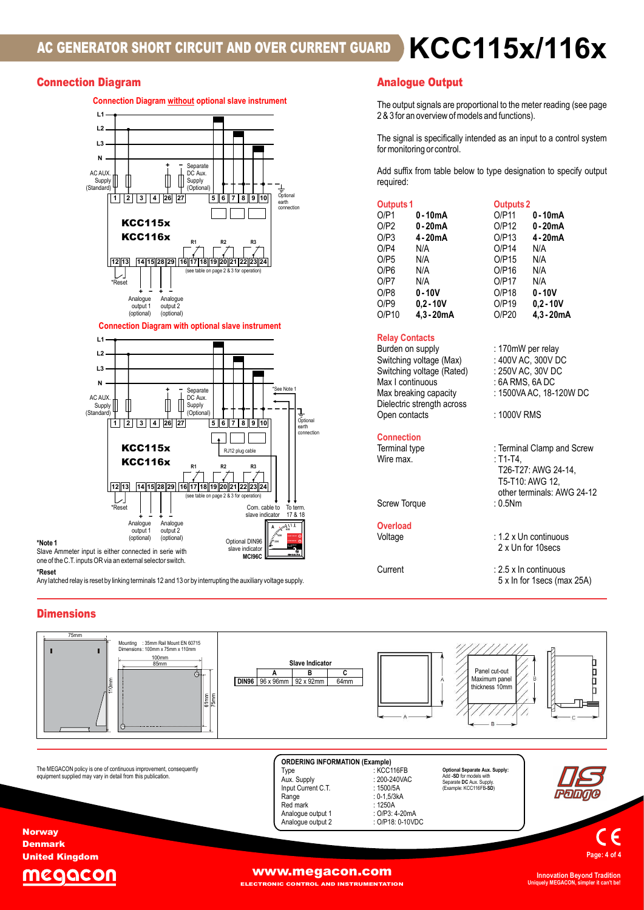# AC GENERATOR SHORT CIRCUIT AND OVER CURRENT GUARD KCC115x/116x

## Connection Diagram

**Connection Diagram without optional slave instrument**

L1
L2
L3
N
AC AUX. Supply (Standard)
+ − Separate DC Aux. Supply (Optional)
Optional earth connection
1 2 3 4 26 27 5 6 7 8 9 10
KCC115x
KCC116x
R1 R2 R3
12 13 14 15 28 29 16 17 18 19 20 21 22 23 24
(see table on page 2 & 3 for operation)
*Reset
Analogue output 1 (optional)
Analogue output 2 (optional)

**Connection Diagram with optional slave instrument**

L1
L2
L3
N
*See Note 1
AC AUX. Supply (Standard)
+ − Separate DC Aux. Supply (Optional)
Optional earth connection
1 2 3 4 26 27 5 6 7 8 9 10
RJ12 plug cable
KCC115x
KCC116x
R1 R2 R3
12 13 14 15 28 29 16 17 18 19 20 21 22 23 24
(see table on page 2 & 3 for operation)
*Reset
Com. cable to slave indicator
To term. 17 & 18
Analogue output 1 (optional)
Analogue output 2 (optional)
Optional DIN96 slave indicator
**MCI96C**

**\*Note 1**
Slave Ammeter input is either connected in serie with one of the C.T. inputs OR via an external selector switch.

**\*Reset**
Any latched relay is reset by linking terminals 12 and 13 or by interrupting the auxiliary voltage supply.

## Analogue Output

The output signals are proportional to the meter reading (see page 2 & 3 for an overview of models and functions).

The signal is specifically intended as an input to a control system for monitoring or control.

Add suffix from table below to type designation to specify output required:

| Outputs 1 | | Outputs 2 | |
|---|---|---|---|
| O/P1 | **0 - 10mA** | O/P11 | **0 - 10mA** |
| O/P2 | **0 - 20mA** | O/P12 | **0 - 20mA** |
| O/P3 | **4 - 20mA** | O/P13 | **4 - 20mA** |
| O/P4 | N/A | O/P14 | N/A |
| O/P5 | N/A | O/P15 | N/A |
| O/P6 | N/A | O/P16 | N/A |
| O/P7 | N/A | O/P17 | N/A |
| O/P8 | **0 - 10V** | O/P18 | **0 - 10V** |
| O/P9 | **0,2 - 10V** | O/P19 | **0,2 - 10V** |
| O/P10 | **4,3 - 20mA** | O/P20 | **4,3 - 20mA** |

### Relay Contacts

| | |
|---|---|
| Burden on supply | : 170mW per relay |
| Switching voltage (Max) | : 400V AC, 300V DC |
| Switching voltage (Rated) | : 250V AC, 30V DC |
| Max I continuous | : 6A RMS, 6A DC |
| Max breaking capacity | : 1500VA AC, 18-120W DC |
| Dielectric strength across Open contacts | : 1000V RMS |

### Connection

| | |
|---|---|
| Terminal type | : Terminal Clamp and Screw |
| Wire max. | : T1-T4, T26-T27: AWG 24-14, T5-T10: AWG 12, other terminals: AWG 24-12 |
| Screw Torque | : 0.5Nm |

### Overload

| | |
|---|---|
| Voltage | : 1.2 x Un continuous<br>2 x Un for 10secs |
| Current | : 2.5 x In continuous<br>5 x In for 1secs (max 25A) |

## Dimensions

Mounting : 35mm Rail Mount EN 60715
Dimensions : 100mm x 75mm x 110mm

75mm
100mm
85mm
110mm
61mm
75mm

| | Slave Indicator | | |
|---|---|---|---|
| | A | B | C |
| DIN96 | 96 x 96mm | 92 x 92mm | 64mm |

Panel cut-out
Maximum panel thickness 10mm
A
B
C

The MEGACON policy is one of continuous improvement, consequently equipment supplied may vary in detail from this publication.

**ORDERING INFORMATION (Example)**

| | |
|---|---|
| Type | : KCC116FB |
| Aux. Supply | : 200-240VAC |
| Input Current C.T. | : 1500/5A |
| Range | : 0-1,5/3kA |
| Red mark | : 1250A |
| Analogue output 1 | : O/P3: 4-20mA |
| Analogue output 2 | : O/P18: 0-10VDC |

**Optional Separate Aux. Supply:**
Add **-SD** for models with Separate **DC** Aux. Supply.
(Example: KCC116FB-**SD**)

IS range

Norway
Denmark
United Kingdom
megacon

www.megacon.com
ELECTRONIC CONTROL AND INSTRUMENTATION

Innovation Beyond Tradition
Uniquely MEGACON, simpler it can't be!